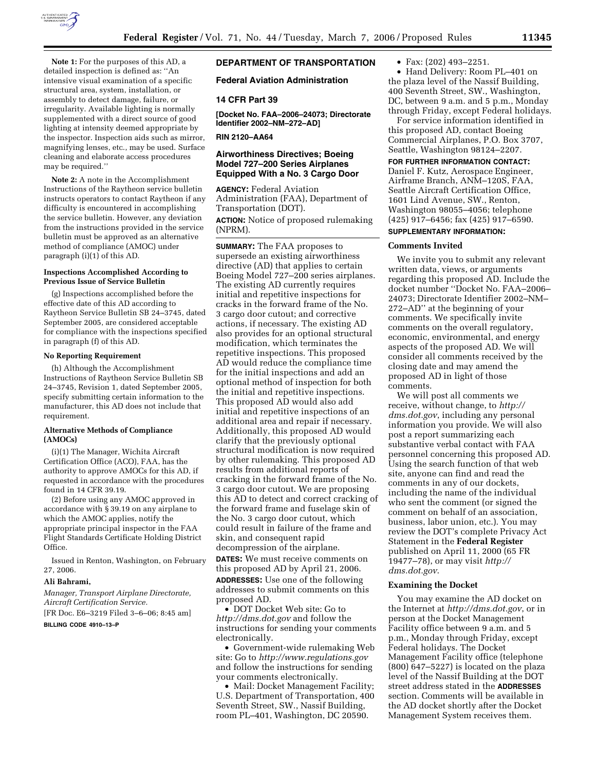**Note 1:** For the purposes of this AD, a detailed inspection is defined as: ''An intensive visual examination of a specific structural area, system, installation, or assembly to detect damage, failure, or irregularity. Available lighting is normally supplemented with a direct source of good lighting at intensity deemed appropriate by the inspector. Inspection aids such as mirror, magnifying lenses, etc., may be used. Surface cleaning and elaborate access procedures may be required.''

**Note 2:** A note in the Accomplishment Instructions of the Raytheon service bulletin instructs operators to contact Raytheon if any difficulty is encountered in accomplishing the service bulletin. However, any deviation from the instructions provided in the service bulletin must be approved as an alternative method of compliance (AMOC) under paragraph (i)(1) of this AD.

**Inspections Accomplished According to Previous Issue of Service Bulletin**

(g) Inspections accomplished before the effective date of this AD according to Raytheon Service Bulletin SB 24–3745, dated September 2005, are considered acceptable for compliance with the inspections specified in paragraph (f) of this AD.

**No Reporting Requirement**

(h) Although the Accomplishment Instructions of Raytheon Service Bulletin SB 24–3745, Revision 1, dated September 2005, specify submitting certain information to the manufacturer, this AD does not include that requirement.

**Alternative Methods of Compliance (AMOCs)**

(i)(1) The Manager, Wichita Aircraft Certification Office (ACO), FAA, has the authority to approve AMOCs for this AD, if requested in accordance with the procedures found in 14 CFR 39.19.

(2) Before using any AMOC approved in accordance with § 39.19 on any airplane to which the AMOC applies, notify the appropriate principal inspector in the FAA Flight Standards Certificate Holding District Office.

Issued in Renton, Washington, on February 27, 2006.

**Ali Bahrami,**

*Manager, Transport Airplane Directorate, Aircraft Certification Service.*

[FR Doc. E6–3219 Filed 3–6–06; 8:45 am]

**BILLING CODE 4910–13–P**

## DEPARTMENT OF TRANSPORTATION

### Federal Aviation Administration

### 14 CFR Part 39

**[Docket No. FAA–2006–24073; Directorate Identifier 2002–NM–272–AD]**

**RIN 2120–AA64**

### Airworthiness Directives; Boeing Model 727–200 Series Airplanes Equipped With a No. 3 Cargo Door

**AGENCY:** Federal Aviation Administration (FAA), Department of Transportation (DOT).

**ACTION:** Notice of proposed rulemaking (NPRM).

**SUMMARY:** The FAA proposes to supersede an existing airworthiness directive (AD) that applies to certain Boeing Model 727–200 series airplanes. The existing AD currently requires initial and repetitive inspections for cracks in the forward frame of the No. 3 cargo door cutout; and corrective actions, if necessary. The existing AD also provides for an optional structural modification, which terminates the repetitive inspections. This proposed AD would reduce the compliance time for the initial inspections and add an optional method of inspection for both the initial and repetitive inspections. This proposed AD would also add initial and repetitive inspections of an additional area and repair if necessary. Additionally, this proposed AD would clarify that the previously optional structural modification is now required by other rulemaking. This proposed AD results from additional reports of cracking in the forward frame of the No. 3 cargo door cutout. We are proposing this AD to detect and correct cracking of the forward frame and fuselage skin of the No. 3 cargo door cutout, which could result in failure of the frame and skin, and consequent rapid decompression of the airplane.

**DATES:** We must receive comments on this proposed AD by April 21, 2006.

**ADDRESSES:** Use one of the following addresses to submit comments on this proposed AD.

- DOT Docket Web site: Go to *http://dms.dot.gov* and follow the instructions for sending your comments electronically.
- Government-wide rulemaking Web site: Go to *http://www.regulations.gov* and follow the instructions for sending your comments electronically.
- Mail: Docket Management Facility; U.S. Department of Transportation, 400 Seventh Street, SW., Nassif Building, room PL–401, Washington, DC 20590.
- Fax: (202) 493–2251.
- Hand Delivery: Room PL–401 on the plaza level of the Nassif Building, 400 Seventh Street, SW., Washington, DC, between 9 a.m. and 5 p.m., Monday through Friday, except Federal holidays.

For service information identified in this proposed AD, contact Boeing Commercial Airplanes, P.O. Box 3707, Seattle, Washington 98124–2207.

**FOR FURTHER INFORMATION CONTACT:** Daniel F. Kutz, Aerospace Engineer, Airframe Branch, ANM–120S, FAA, Seattle Aircraft Certification Office, 1601 Lind Avenue, SW., Renton, Washington 98055–4056; telephone (425) 917–6456; fax (425) 917–6590.

**SUPPLEMENTARY INFORMATION:**

**Comments Invited**

We invite you to submit any relevant written data, views, or arguments regarding this proposed AD. Include the docket number ''Docket No. FAA–2006–24073; Directorate Identifier 2002–NM–272–AD'' at the beginning of your comments. We specifically invite comments on the overall regulatory, economic, environmental, and energy aspects of the proposed AD. We will consider all comments received by the closing date and may amend the proposed AD in light of those comments.

We will post all comments we receive, without change, to *http://dms.dot.gov*, including any personal information you provide. We will also post a report summarizing each substantive verbal contact with FAA personnel concerning this proposed AD. Using the search function of that web site, anyone can find and read the comments in any of our dockets, including the name of the individual who sent the comment (or signed the comment on behalf of an association, business, labor union, etc.). You may review the DOT's complete Privacy Act Statement in the **Federal Register** published on April 11, 2000 (65 FR 19477–78), or may visit *http://dms.dot.gov*.

**Examining the Docket**

You may examine the AD docket on the Internet at *http://dms.dot.gov*, or in person at the Docket Management Facility office between 9 a.m. and 5 p.m., Monday through Friday, except Federal holidays. The Docket Management Facility office (telephone (800) 647–5227) is located on the plaza level of the Nassif Building at the DOT street address stated in the **ADDRESSES** section. Comments will be available in the AD docket shortly after the Docket Management System receives them.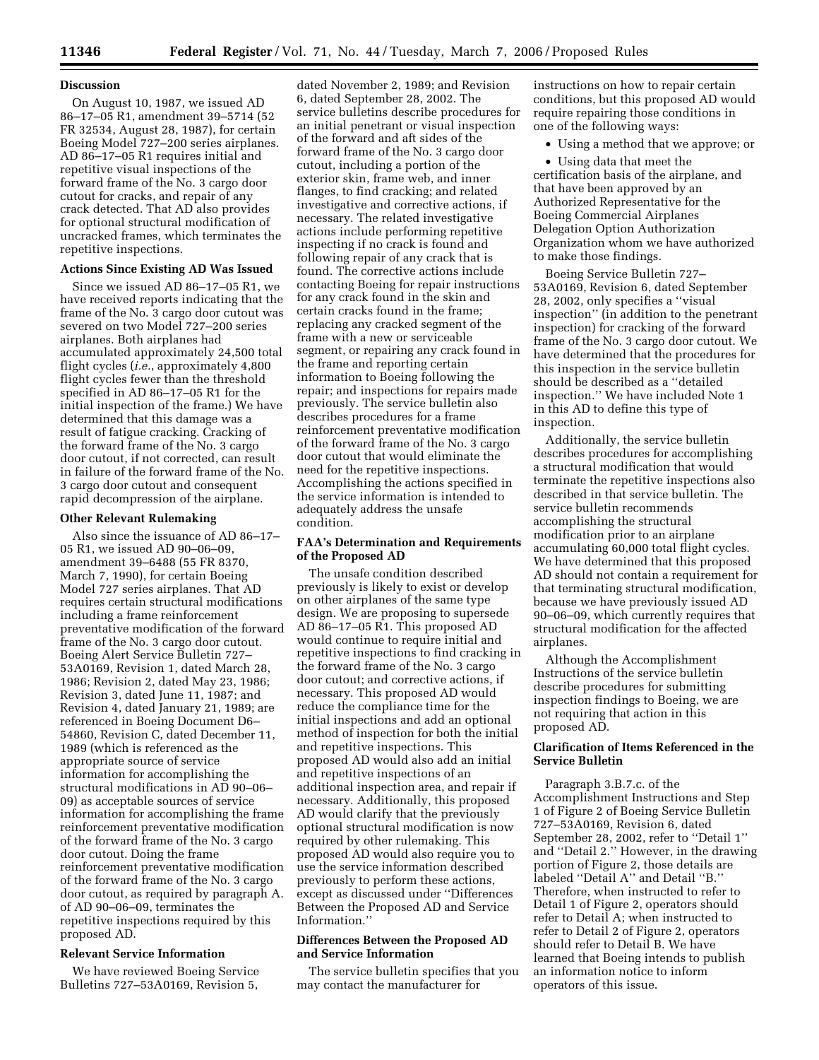### Discussion

On August 10, 1987, we issued AD 86–17–05 R1, amendment 39–5714 (52 FR 32534, August 28, 1987), for certain Boeing Model 727–200 series airplanes. AD 86–17–05 R1 requires initial and repetitive visual inspections of the forward frame of the No. 3 cargo door cutout for cracks, and repair of any crack detected. That AD also provides for optional structural modification of uncracked frames, which terminates the repetitive inspections.

### Actions Since Existing AD Was Issued

Since we issued AD 86–17–05 R1, we have received reports indicating that the frame of the No. 3 cargo door cutout was severed on two Model 727–200 series airplanes. Both airplanes had accumulated approximately 24,500 total flight cycles (*i.e.*, approximately 4,800 flight cycles fewer than the threshold specified in AD 86–17–05 R1 for the initial inspection of the frame.) We have determined that this damage was a result of fatigue cracking. Cracking of the forward frame of the No. 3 cargo door cutout, if not corrected, can result in failure of the forward frame of the No. 3 cargo door cutout and consequent rapid decompression of the airplane.

### Other Relevant Rulemaking

Also since the issuance of AD 86–17–05 R1, we issued AD 90–06–09, amendment 39–6488 (55 FR 8370, March 7, 1990), for certain Boeing Model 727 series airplanes. That AD requires certain structural modifications including a frame reinforcement preventative modification of the forward frame of the No. 3 cargo door cutout. Boeing Alert Service Bulletin 727–53A0169, Revision 1, dated March 28, 1986; Revision 2, dated May 23, 1986; Revision 3, dated June 11, 1987; and Revision 4, dated January 21, 1989; are referenced in Boeing Document D6–54860, Revision C, dated December 11, 1989 (which is referenced as the appropriate source of service information for accomplishing the structural modifications in AD 90–06–09) as acceptable sources of service information for accomplishing the frame reinforcement preventative modification of the forward frame of the No. 3 cargo door cutout. Doing the frame reinforcement preventative modification of the forward frame of the No. 3 cargo door cutout, as required by paragraph A. of AD 90–06–09, terminates the repetitive inspections required by this proposed AD.

### Relevant Service Information

We have reviewed Boeing Service Bulletins 727–53A0169, Revision 5, dated November 2, 1989; and Revision 6, dated September 28, 2002. The service bulletins describe procedures for an initial penetrant or visual inspection of the forward and aft sides of the forward frame of the No. 3 cargo door cutout, including a portion of the exterior skin, frame web, and inner flanges, to find cracking; and related investigative and corrective actions, if necessary. The related investigative actions include performing repetitive inspecting if no crack is found and following repair of any crack that is found. The corrective actions include contacting Boeing for repair instructions for any crack found in the skin and certain cracks found in the frame; replacing any cracked segment of the frame with a new or serviceable segment, or repairing any crack found in the frame and reporting certain information to Boeing following the repair; and inspections for repairs made previously. The service bulletin also describes procedures for a frame reinforcement preventative modification of the forward frame of the No. 3 cargo door cutout that would eliminate the need for the repetitive inspections. Accomplishing the actions specified in the service information is intended to adequately address the unsafe condition.

### FAA's Determination and Requirements of the Proposed AD

The unsafe condition described previously is likely to exist or develop on other airplanes of the same type design. We are proposing to supersede AD 86–17–05 R1. This proposed AD would continue to require initial and repetitive inspections to find cracking in the forward frame of the No. 3 cargo door cutout; and corrective actions, if necessary. This proposed AD would reduce the compliance time for the initial inspections and add an optional method of inspection for both the initial and repetitive inspections. This proposed AD would also add an initial and repetitive inspections of an additional inspection area, and repair if necessary. Additionally, this proposed AD would clarify that the previously optional structural modification is now required by other rulemaking. This proposed AD would also require you to use the service information described previously to perform these actions, except as discussed under "Differences Between the Proposed AD and Service Information."

### Differences Between the Proposed AD and Service Information

The service bulletin specifies that you may contact the manufacturer for instructions on how to repair certain conditions, but this proposed AD would require repairing those conditions in one of the following ways:

- Using a method that we approve; or
- Using data that meet the certification basis of the airplane, and that have been approved by an Authorized Representative for the Boeing Commercial Airplanes Delegation Option Authorization Organization whom we have authorized to make those findings.

Boeing Service Bulletin 727–53A0169, Revision 6, dated September 28, 2002, only specifies a "visual inspection" (in addition to the penetrant inspection) for cracking of the forward frame of the No. 3 cargo door cutout. We have determined that the procedures for this inspection in the service bulletin should be described as a "detailed inspection." We have included Note 1 in this AD to define this type of inspection.

Additionally, the service bulletin describes procedures for accomplishing a structural modification that would terminate the repetitive inspections also described in that service bulletin. The service bulletin recommends accomplishing the structural modification prior to an airplane accumulating 60,000 total flight cycles. We have determined that this proposed AD should not contain a requirement for that terminating structural modification, because we have previously issued AD 90–06–09, which currently requires that structural modification for the affected airplanes.

Although the Accomplishment Instructions of the service bulletin describe procedures for submitting inspection findings to Boeing, we are not requiring that action in this proposed AD.

### Clarification of Items Referenced in the Service Bulletin

Paragraph 3.B.7.c. of the Accomplishment Instructions and Step 1 of Figure 2 of Boeing Service Bulletin 727–53A0169, Revision 6, dated September 28, 2002, refer to "Detail 1" and "Detail 2." However, in the drawing portion of Figure 2, those details are labeled "Detail A" and Detail "B." Therefore, when instructed to refer to Detail 1 of Figure 2, operators should refer to Detail A; when instructed to refer to Detail 2 of Figure 2, operators should refer to Detail B. We have learned that Boeing intends to publish an information notice to inform operators of this issue.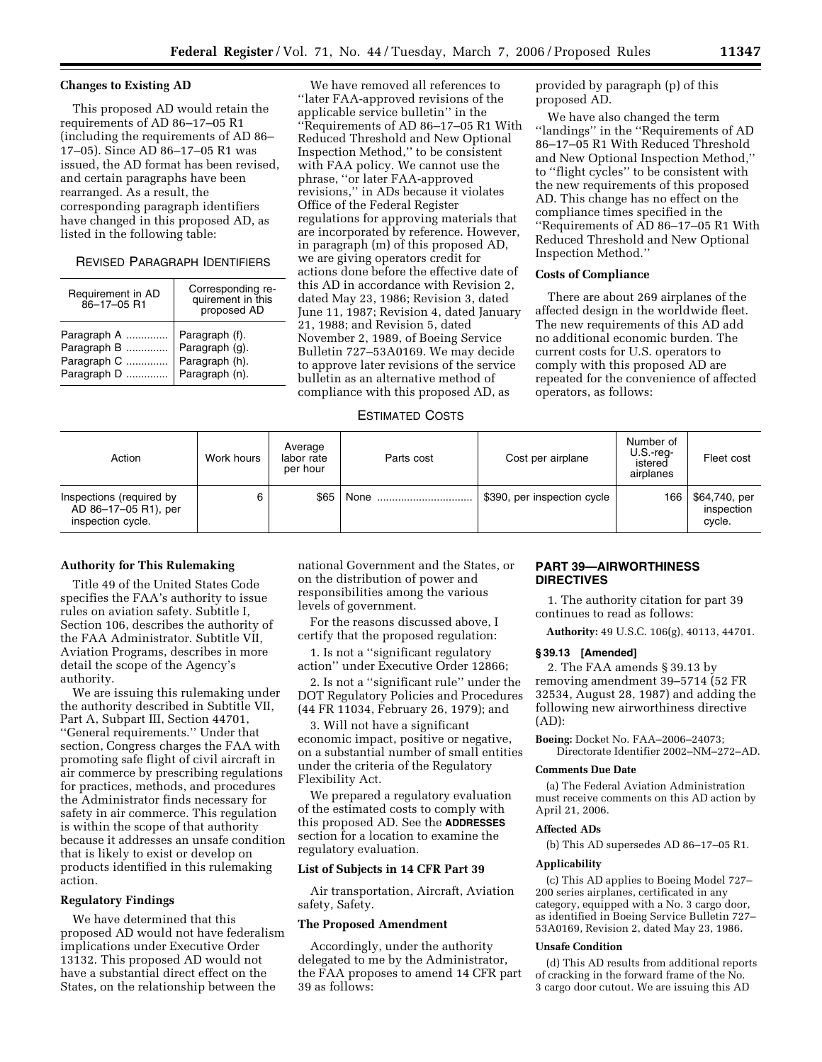### Changes to Existing AD

This proposed AD would retain the requirements of AD 86–17–05 R1 (including the requirements of AD 86–17–05). Since AD 86–17–05 R1 was issued, the AD format has been revised, and certain paragraphs have been rearranged. As a result, the corresponding paragraph identifiers have changed in this proposed AD, as listed in the following table:

REVISED PARAGRAPH IDENTIFIERS

| Requirement in AD 86–17–05 R1 | Corresponding requirement in this proposed AD |
| --- | --- |
| Paragraph A | Paragraph (f). |
| Paragraph B | Paragraph (g). |
| Paragraph C | Paragraph (h). |
| Paragraph D | Paragraph (n). |

We have removed all references to ''later FAA-approved revisions of the applicable service bulletin'' in the ''Requirements of AD 86–17–05 R1 With Reduced Threshold and New Optional Inspection Method,'' to be consistent with FAA policy. We cannot use the phrase, ''or later FAA-approved revisions,'' in ADs because it violates Office of the Federal Register regulations for approving materials that are incorporated by reference. However, in paragraph (m) of this proposed AD, we are giving operators credit for actions done before the effective date of this AD in accordance with Revision 2, dated May 23, 1986; Revision 3, dated June 11, 1987; Revision 4, dated January 21, 1988; and Revision 5, dated November 2, 1989, of Boeing Service Bulletin 727–53A0169. We may decide to approve later revisions of the service bulletin as an alternative method of compliance with this proposed AD, as provided by paragraph (p) of this proposed AD.

We have also changed the term ''landings'' in the ''Requirements of AD 86–17–05 R1 With Reduced Threshold and New Optional Inspection Method,'' to ''flight cycles'' to be consistent with the new requirements of this proposed AD. This change has no effect on the compliance times specified in the ''Requirements of AD 86–17–05 R1 With Reduced Threshold and New Optional Inspection Method.''

### Costs of Compliance

There are about 269 airplanes of the affected design in the worldwide fleet. The new requirements of this AD add no additional economic burden. The current costs for U.S. operators to comply with this proposed AD are repeated for the convenience of affected operators, as follows:

ESTIMATED COSTS

| Action | Work hours | Average labor rate per hour | Parts cost | Cost per airplane | Number of U.S.-registered airplanes | Fleet cost |
| --- | --- | --- | --- | --- | --- | --- |
| Inspections (required by AD 86–17–05 R1), per inspection cycle. | 6 | $65 | None | $390, per inspection cycle | 166 | $64,740, per inspection cycle. |

### Authority for This Rulemaking

Title 49 of the United States Code specifies the FAA's authority to issue rules on aviation safety. Subtitle I, Section 106, describes the authority of the FAA Administrator. Subtitle VII, Aviation Programs, describes in more detail the scope of the Agency's authority.

We are issuing this rulemaking under the authority described in Subtitle VII, Part A, Subpart III, Section 44701, ''General requirements.'' Under that section, Congress charges the FAA with promoting safe flight of civil aircraft in air commerce by prescribing regulations for practices, methods, and procedures the Administrator finds necessary for safety in air commerce. This regulation is within the scope of that authority because it addresses an unsafe condition that is likely to exist or develop on products identified in this rulemaking action.

### Regulatory Findings

We have determined that this proposed AD would not have federalism implications under Executive Order 13132. This proposed AD would not have a substantial direct effect on the States, on the relationship between the national Government and the States, or on the distribution of power and responsibilities among the various levels of government.

For the reasons discussed above, I certify that the proposed regulation:

1. Is not a ''significant regulatory action'' under Executive Order 12866;

2. Is not a ''significant rule'' under the DOT Regulatory Policies and Procedures (44 FR 11034, February 26, 1979); and

3. Will not have a significant economic impact, positive or negative, on a substantial number of small entities under the criteria of the Regulatory Flexibility Act.

We prepared a regulatory evaluation of the estimated costs to comply with this proposed AD. See the **ADDRESSES** section for a location to examine the regulatory evaluation.

### List of Subjects in 14 CFR Part 39

Air transportation, Aircraft, Aviation safety, Safety.

### The Proposed Amendment

Accordingly, under the authority delegated to me by the Administrator, the FAA proposes to amend 14 CFR part 39 as follows:

## PART 39—AIRWORTHINESS DIRECTIVES

1. The authority citation for part 39 continues to read as follows:

**Authority:** 49 U.S.C. 106(g), 40113, 44701.

### § 39.13 [Amended]

2. The FAA amends § 39.13 by removing amendment 39–5714 (52 FR 32534, August 28, 1987) and adding the following new airworthiness directive (AD):

**Boeing:** Docket No. FAA–2006–24073; Directorate Identifier 2002–NM–272–AD.

#### Comments Due Date

(a) The Federal Aviation Administration must receive comments on this AD action by April 21, 2006.

#### Affected ADs

(b) This AD supersedes AD 86–17–05 R1.

#### Applicability

(c) This AD applies to Boeing Model 727–200 series airplanes, certificated in any category, equipped with a No. 3 cargo door, as identified in Boeing Service Bulletin 727–53A0169, Revision 2, dated May 23, 1986.

#### Unsafe Condition

(d) This AD results from additional reports of cracking in the forward frame of the No. 3 cargo door cutout. We are issuing this AD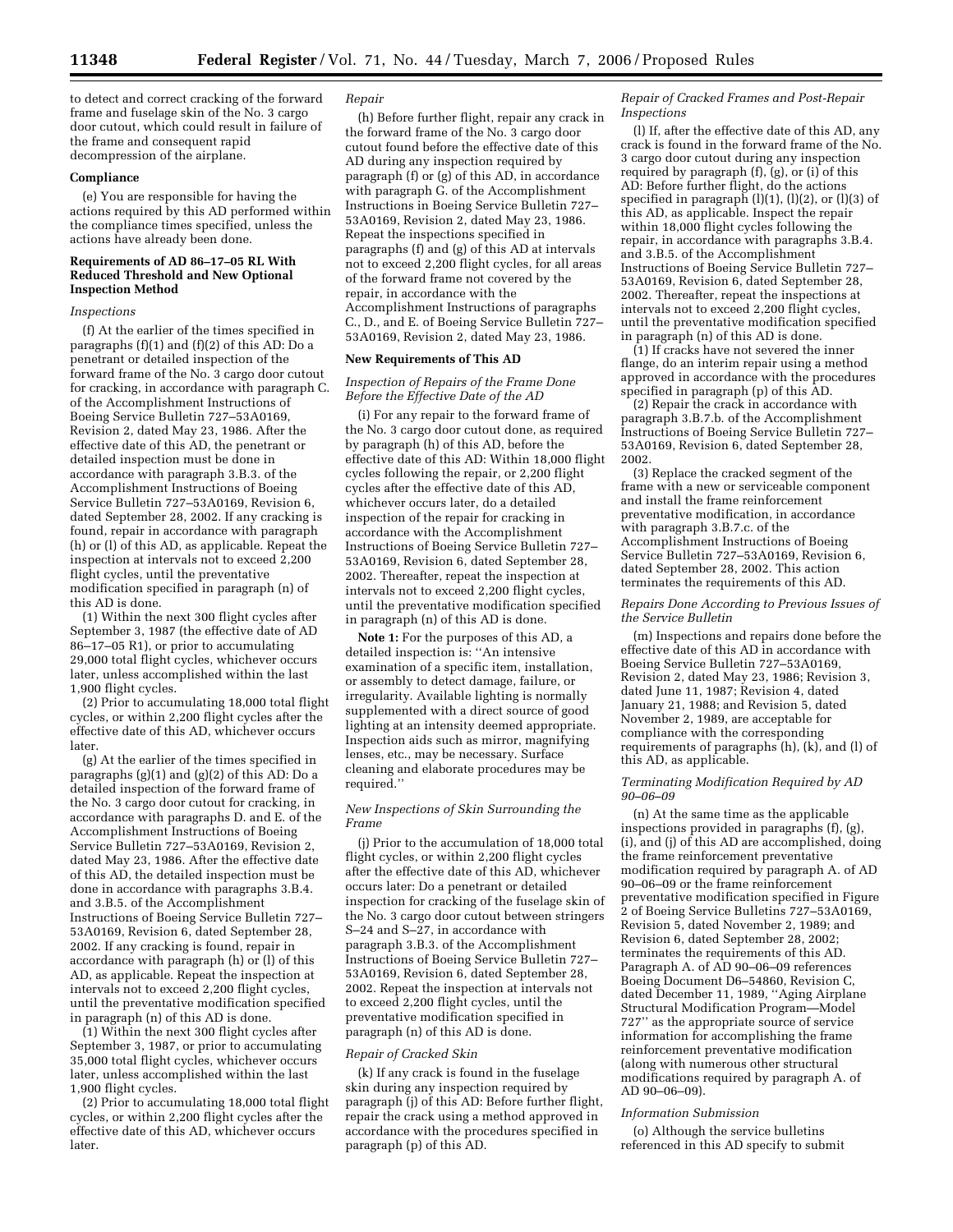to detect and correct cracking of the forward frame and fuselage skin of the No. 3 cargo door cutout, which could result in failure of the frame and consequent rapid decompression of the airplane.

**Compliance**

(e) You are responsible for having the actions required by this AD performed within the compliance times specified, unless the actions have already been done.

**Requirements of AD 86–17–05 RL With Reduced Threshold and New Optional Inspection Method**

*Inspections*

(f) At the earlier of the times specified in paragraphs (f)(1) and (f)(2) of this AD: Do a penetrant or detailed inspection of the forward frame of the No. 3 cargo door cutout for cracking, in accordance with paragraph C. of the Accomplishment Instructions of Boeing Service Bulletin 727–53A0169, Revision 2, dated May 23, 1986. After the effective date of this AD, the penetrant or detailed inspection must be done in accordance with paragraph 3.B.3. of the Accomplishment Instructions of Boeing Service Bulletin 727–53A0169, Revision 6, dated September 28, 2002. If any cracking is found, repair in accordance with paragraph (h) or (l) of this AD, as applicable. Repeat the inspection at intervals not to exceed 2,200 flight cycles, until the preventative modification specified in paragraph (n) of this AD is done.

(1) Within the next 300 flight cycles after September 3, 1987 (the effective date of AD 86–17–05 R1), or prior to accumulating 29,000 total flight cycles, whichever occurs later, unless accomplished within the last 1,900 flight cycles.

(2) Prior to accumulating 18,000 total flight cycles, or within 2,200 flight cycles after the effective date of this AD, whichever occurs later.

(g) At the earlier of the times specified in paragraphs (g)(1) and (g)(2) of this AD: Do a detailed inspection of the forward frame of the No. 3 cargo door cutout for cracking, in accordance with paragraphs D. and E. of the Accomplishment Instructions of Boeing Service Bulletin 727–53A0169, Revision 2, dated May 23, 1986. After the effective date of this AD, the detailed inspection must be done in accordance with paragraphs 3.B.4. and 3.B.5. of the Accomplishment Instructions of Boeing Service Bulletin 727–53A0169, Revision 6, dated September 28, 2002. If any cracking is found, repair in accordance with paragraph (h) or (l) of this AD, as applicable. Repeat the inspection at intervals not to exceed 2,200 flight cycles, until the preventative modification specified in paragraph (n) of this AD is done.

(1) Within the next 300 flight cycles after September 3, 1987, or prior to accumulating 35,000 total flight cycles, whichever occurs later, unless accomplished within the last 1,900 flight cycles.

(2) Prior to accumulating 18,000 total flight cycles, or within 2,200 flight cycles after the effective date of this AD, whichever occurs later.

*Repair*

(h) Before further flight, repair any crack in the forward frame of the No. 3 cargo door cutout found before the effective date of this AD during any inspection required by paragraph (f) or (g) of this AD, in accordance with paragraph G. of the Accomplishment Instructions in Boeing Service Bulletin 727–53A0169, Revision 2, dated May 23, 1986. Repeat the inspections specified in paragraphs (f) and (g) of this AD at intervals not to exceed 2,200 flight cycles, for all areas of the forward frame not covered by the repair, in accordance with the Accomplishment Instructions of paragraphs C., D., and E. of Boeing Service Bulletin 727–53A0169, Revision 2, dated May 23, 1986.

**New Requirements of This AD**

*Inspection of Repairs of the Frame Done Before the Effective Date of the AD*

(i) For any repair to the forward frame of the No. 3 cargo door cutout done, as required by paragraph (h) of this AD, before the effective date of this AD: Within 18,000 flight cycles following the repair, or 2,200 flight cycles after the effective date of this AD, whichever occurs later, do a detailed inspection of the repair for cracking in accordance with the Accomplishment Instructions of Boeing Service Bulletin 727–53A0169, Revision 6, dated September 28, 2002. Thereafter, repeat the inspection at intervals not to exceed 2,200 flight cycles, until the preventative modification specified in paragraph (n) of this AD is done.

**Note 1:** For the purposes of this AD, a detailed inspection is: ''An intensive examination of a specific item, installation, or assembly to detect damage, failure, or irregularity. Available lighting is normally supplemented with a direct source of good lighting at an intensity deemed appropriate. Inspection aids such as mirror, magnifying lenses, etc., may be necessary. Surface cleaning and elaborate procedures may be required.''

*New Inspections of Skin Surrounding the Frame*

(j) Prior to the accumulation of 18,000 total flight cycles, or within 2,200 flight cycles after the effective date of this AD, whichever occurs later: Do a penetrant or detailed inspection for cracking of the fuselage skin of the No. 3 cargo door cutout between stringers S–24 and S–27, in accordance with paragraph 3.B.3. of the Accomplishment Instructions of Boeing Service Bulletin 727–53A0169, Revision 6, dated September 28, 2002. Repeat the inspection at intervals not to exceed 2,200 flight cycles, until the preventative modification specified in paragraph (n) of this AD is done.

*Repair of Cracked Skin*

(k) If any crack is found in the fuselage skin during any inspection required by paragraph (j) of this AD: Before further flight, repair the crack using a method approved in accordance with the procedures specified in paragraph (p) of this AD.

*Repair of Cracked Frames and Post-Repair Inspections*

(l) If, after the effective date of this AD, any crack is found in the forward frame of the No. 3 cargo door cutout during any inspection required by paragraph (f), (g), or (i) of this AD: Before further flight, do the actions specified in paragraph (l)(1), (l)(2), or (l)(3) of this AD, as applicable. Inspect the repair within 18,000 flight cycles following the repair, in accordance with paragraphs 3.B.4. and 3.B.5. of the Accomplishment Instructions of Boeing Service Bulletin 727–53A0169, Revision 6, dated September 28, 2002. Thereafter, repeat the inspections at intervals not to exceed 2,200 flight cycles, until the preventative modification specified in paragraph (n) of this AD is done.

(1) If cracks have not severed the inner flange, do an interim repair using a method approved in accordance with the procedures specified in paragraph (p) of this AD.

(2) Repair the crack in accordance with paragraph 3.B.7.b. of the Accomplishment Instructions of Boeing Service Bulletin 727–53A0169, Revision 6, dated September 28, 2002.

(3) Replace the cracked segment of the frame with a new or serviceable component and install the frame reinforcement preventative modification, in accordance with paragraph 3.B.7.c. of the Accomplishment Instructions of Boeing Service Bulletin 727–53A0169, Revision 6, dated September 28, 2002. This action terminates the requirements of this AD.

*Repairs Done According to Previous Issues of the Service Bulletin*

(m) Inspections and repairs done before the effective date of this AD in accordance with Boeing Service Bulletin 727–53A0169, Revision 2, dated May 23, 1986; Revision 3, dated June 11, 1987; Revision 4, dated January 21, 1988; and Revision 5, dated November 2, 1989, are acceptable for compliance with the corresponding requirements of paragraphs (h), (k), and (l) of this AD, as applicable.

*Terminating Modification Required by AD 90–06–09*

(n) At the same time as the applicable inspections provided in paragraphs (f), (g), (i), and (j) of this AD are accomplished, doing the frame reinforcement preventative modification required by paragraph A. of AD 90–06–09 or the frame reinforcement preventative modification specified in Figure 2 of Boeing Service Bulletins 727–53A0169, Revision 5, dated November 2, 1989; and Revision 6, dated September 28, 2002; terminates the requirements of this AD. Paragraph A. of AD 90–06–09 references Boeing Document D6–54860, Revision C, dated December 11, 1989, ''Aging Airplane Structural Modification Program—Model 727'' as the appropriate source of service information for accomplishing the frame reinforcement preventative modification (along with numerous other structural modifications required by paragraph A. of AD 90–06–09).

*Information Submission*

(o) Although the service bulletins referenced in this AD specify to submit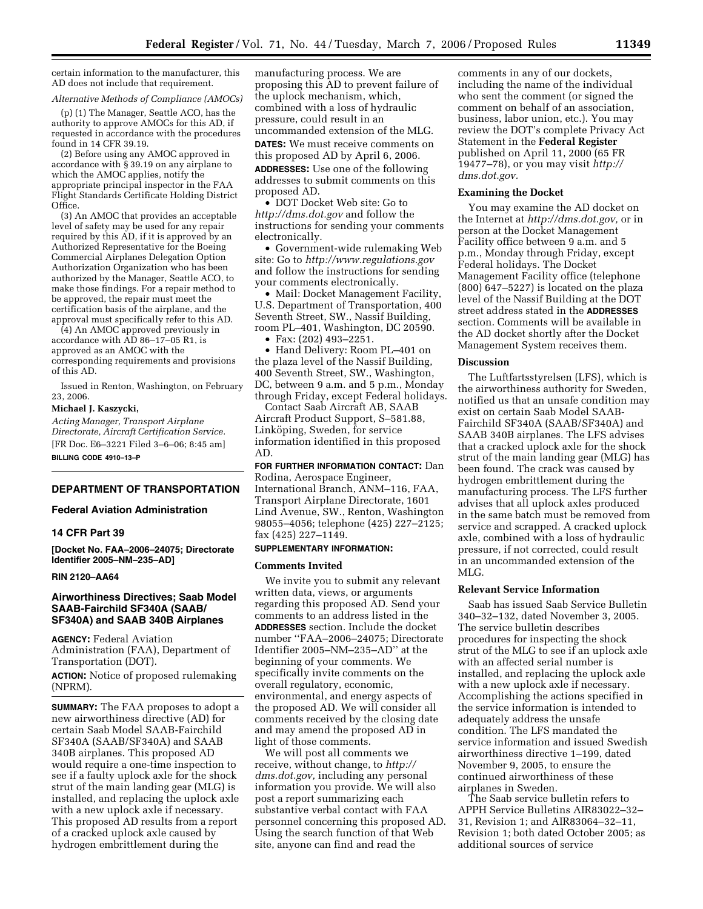certain information to the manufacturer, this AD does not include that requirement.

*Alternative Methods of Compliance (AMOCs)*

(p) (1) The Manager, Seattle ACO, has the authority to approve AMOCs for this AD, if requested in accordance with the procedures found in 14 CFR 39.19.

(2) Before using any AMOC approved in accordance with § 39.19 on any airplane to which the AMOC applies, notify the appropriate principal inspector in the FAA Flight Standards Certificate Holding District Office.

(3) An AMOC that provides an acceptable level of safety may be used for any repair required by this AD, if it is approved by an Authorized Representative for the Boeing Commercial Airplanes Delegation Option Authorization Organization who has been authorized by the Manager, Seattle ACO, to make those findings. For a repair method to be approved, the repair must meet the certification basis of the airplane, and the approval must specifically refer to this AD.

(4) An AMOC approved previously in accordance with AD 86–17–05 R1, is approved as an AMOC with the corresponding requirements and provisions of this AD.

Issued in Renton, Washington, on February 23, 2006.

**Michael J. Kaszycki,**

*Acting Manager, Transport Airplane Directorate, Aircraft Certification Service.*

[FR Doc. E6–3221 Filed 3–6–06; 8:45 am]

**BILLING CODE 4910–13–P**

---

## DEPARTMENT OF TRANSPORTATION

### Federal Aviation Administration

### 14 CFR Part 39

**[Docket No. FAA–2006–24075; Directorate Identifier 2005–NM–235–AD]**

**RIN 2120–AA64**

### Airworthiness Directives; Saab Model SAAB-Fairchild SF340A (SAAB/SF340A) and SAAB 340B Airplanes

**AGENCY:** Federal Aviation Administration (FAA), Department of Transportation (DOT).

**ACTION:** Notice of proposed rulemaking (NPRM).

**SUMMARY:** The FAA proposes to adopt a new airworthiness directive (AD) for certain Saab Model SAAB-Fairchild SF340A (SAAB/SF340A) and SAAB 340B airplanes. This proposed AD would require a one-time inspection to see if a faulty uplock axle for the shock strut of the main landing gear (MLG) is installed, and replacing the uplock axle with a new uplock axle if necessary. This proposed AD results from a report of a cracked uplock axle caused by hydrogen embrittlement during the manufacturing process. We are proposing this AD to prevent failure of the uplock mechanism, which, combined with a loss of hydraulic pressure, could result in an uncommanded extension of the MLG.

**DATES:** We must receive comments on this proposed AD by April 6, 2006.

**ADDRESSES:** Use one of the following addresses to submit comments on this proposed AD.

- DOT Docket Web site: Go to *http://dms.dot.gov* and follow the instructions for sending your comments electronically.
- Government-wide rulemaking Web site: Go to *http://www.regulations.gov* and follow the instructions for sending your comments electronically.
- Mail: Docket Management Facility, U.S. Department of Transportation, 400 Seventh Street, SW., Nassif Building, room PL–401, Washington, DC 20590.
- Fax: (202) 493–2251.
- Hand Delivery: Room PL–401 on the plaza level of the Nassif Building, 400 Seventh Street, SW., Washington, DC, between 9 a.m. and 5 p.m., Monday through Friday, except Federal holidays.

Contact Saab Aircraft AB, SAAB Aircraft Product Support, S–581.88, Linköping, Sweden, for service information identified in this proposed AD.

**FOR FURTHER INFORMATION CONTACT:** Dan Rodina, Aerospace Engineer, International Branch, ANM–116, FAA, Transport Airplane Directorate, 1601 Lind Avenue, SW., Renton, Washington 98055–4056; telephone (425) 227–2125; fax (425) 227–1149.

**SUPPLEMENTARY INFORMATION:**

#### Comments Invited

We invite you to submit any relevant written data, views, or arguments regarding this proposed AD. Send your comments to an address listed in the **ADDRESSES** section. Include the docket number ''FAA–2006–24075; Directorate Identifier 2005–NM–235–AD'' at the beginning of your comments. We specifically invite comments on the overall regulatory, economic, environmental, and energy aspects of the proposed AD. We will consider all comments received by the closing date and may amend the proposed AD in light of those comments.

We will post all comments we receive, without change, to *http://dms.dot.gov,* including any personal information you provide. We will also post a report summarizing each substantive verbal contact with FAA personnel concerning this proposed AD. Using the search function of that Web site, anyone can find and read the comments in any of our dockets, including the name of the individual who sent the comment (or signed the comment on behalf of an association, business, labor union, etc.). You may review the DOT's complete Privacy Act Statement in the **Federal Register** published on April 11, 2000 (65 FR 19477–78), or you may visit *http://dms.dot.gov.*

#### Examining the Docket

You may examine the AD docket on the Internet at *http://dms.dot.gov,* or in person at the Docket Management Facility office between 9 a.m. and 5 p.m., Monday through Friday, except Federal holidays. The Docket Management Facility office (telephone (800) 647–5227) is located on the plaza level of the Nassif Building at the DOT street address stated in the **ADDRESSES** section. Comments will be available in the AD docket shortly after the Docket Management System receives them.

#### Discussion

The Luftfartsstyrelsen (LFS), which is the airworthiness authority for Sweden, notified us that an unsafe condition may exist on certain Saab Model SAAB-Fairchild SF340A (SAAB/SF340A) and SAAB 340B airplanes. The LFS advises that a cracked uplock axle for the shock strut of the main landing gear (MLG) has been found. The crack was caused by hydrogen embrittlement during the manufacturing process. The LFS further advises that all uplock axles produced in the same batch must be removed from service and scrapped. A cracked uplock axle, combined with a loss of hydraulic pressure, if not corrected, could result in an uncommanded extension of the MLG.

#### Relevant Service Information

Saab has issued Saab Service Bulletin 340–32–132, dated November 3, 2005. The service bulletin describes procedures for inspecting the shock strut of the MLG to see if an uplock axle with an affected serial number is installed, and replacing the uplock axle with a new uplock axle if necessary. Accomplishing the actions specified in the service information is intended to adequately address the unsafe condition. The LFS mandated the service information and issued Swedish airworthiness directive 1–199, dated November 9, 2005, to ensure the continued airworthiness of these airplanes in Sweden.

The Saab service bulletin refers to APPH Service Bulletins AIR83022–32–31, Revision 1; and AIR83064–32–11, Revision 1; both dated October 2005; as additional sources of service